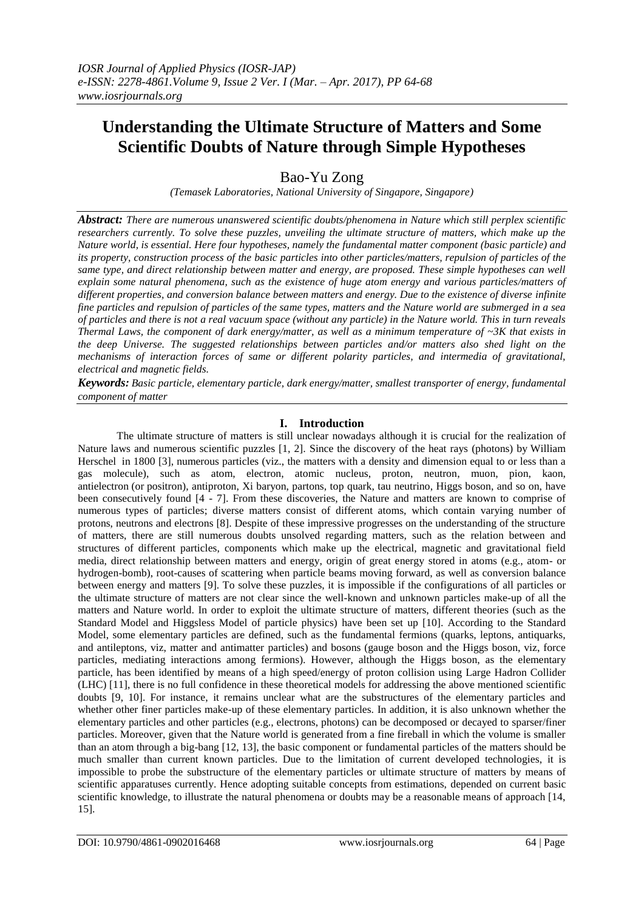# Understanding the Ultimate Structure of Matters and Some Scientific Doubts of Nature through Simple Hypotheses

Bao-Yu Zong

*(Temasek Laboratories, National University of Singapore, Singapore)*

***Abstract:*** *There are numerous unanswered scientific doubts/phenomena in Nature which still perplex scientific researchers currently. To solve these puzzles, unveiling the ultimate structure of matters, which make up the Nature world, is essential. Here four hypotheses, namely the fundamental matter component (basic particle) and its property, construction process of the basic particles into other particles/matters, repulsion of particles of the same type, and direct relationship between matter and energy, are proposed. These simple hypotheses can well explain some natural phenomena, such as the existence of huge atom energy and various particles/matters of different properties, and conversion balance between matters and energy. Due to the existence of diverse infinite fine particles and repulsion of particles of the same types, matters and the Nature world are submerged in a sea of particles and there is not a real vacuum space (without any particle) in the Nature world. This in turn reveals Thermal Laws, the component of dark energy/matter, as well as a minimum temperature of ~3K that exists in the deep Universe. The suggested relationships between particles and/or matters also shed light on the mechanisms of interaction forces of same or different polarity particles, and intermedia of gravitational, electrical and magnetic fields.*

***Keywords:*** *Basic particle, elementary particle, dark energy/matter, smallest transporter of energy, fundamental component of matter*

## I. Introduction

The ultimate structure of matters is still unclear nowadays although it is crucial for the realization of Nature laws and numerous scientific puzzles [1, 2]. Since the discovery of the heat rays (photons) by William Herschel in 1800 [3], numerous particles (viz., the matters with a density and dimension equal to or less than a gas molecule), such as atom, electron, atomic nucleus, proton, neutron, muon, pion, kaon, antielectron (or positron), antiproton, Xi baryon, partons, top quark, tau neutrino, Higgs boson, and so on, have been consecutively found [4 - 7]. From these discoveries, the Nature and matters are known to comprise of numerous types of particles; diverse matters consist of different atoms, which contain varying number of protons, neutrons and electrons [8]. Despite of these impressive progresses on the understanding of the structure of matters, there are still numerous doubts unsolved regarding matters, such as the relation between and structures of different particles, components which make up the electrical, magnetic and gravitational field media, direct relationship between matters and energy, origin of great energy stored in atoms (e.g., atom- or hydrogen-bomb), root-causes of scattering when particle beams moving forward, as well as conversion balance between energy and matters [9]. To solve these puzzles, it is impossible if the configurations of all particles or the ultimate structure of matters are not clear since the well-known and unknown particles make-up of all the matters and Nature world. In order to exploit the ultimate structure of matters, different theories (such as the Standard Model and Higgsless Model of particle physics) have been set up [10]. According to the Standard Model, some elementary particles are defined, such as the fundamental fermions (quarks, leptons, antiquarks, and antileptons, viz, matter and antimatter particles) and bosons (gauge boson and the Higgs boson, viz, force particles, mediating interactions among fermions). However, although the Higgs boson, as the elementary particle, has been identified by means of a high speed/energy of proton collision using Large Hadron Collider (LHC) [11], there is no full confidence in these theoretical models for addressing the above mentioned scientific doubts [9, 10]. For instance, it remains unclear what are the substructures of the elementary particles and whether other finer particles make-up of these elementary particles. In addition, it is also unknown whether the elementary particles and other particles (e.g., electrons, photons) can be decomposed or decayed to sparser/finer particles. Moreover, given that the Nature world is generated from a fine fireball in which the volume is smaller than an atom through a big-bang [12, 13], the basic component or fundamental particles of the matters should be much smaller than current known particles. Due to the limitation of current developed technologies, it is impossible to probe the substructure of the elementary particles or ultimate structure of matters by means of scientific apparatuses currently. Hence adopting suitable concepts from estimations, depended on current basic scientific knowledge, to illustrate the natural phenomena or doubts may be a reasonable means of approach [14, 15].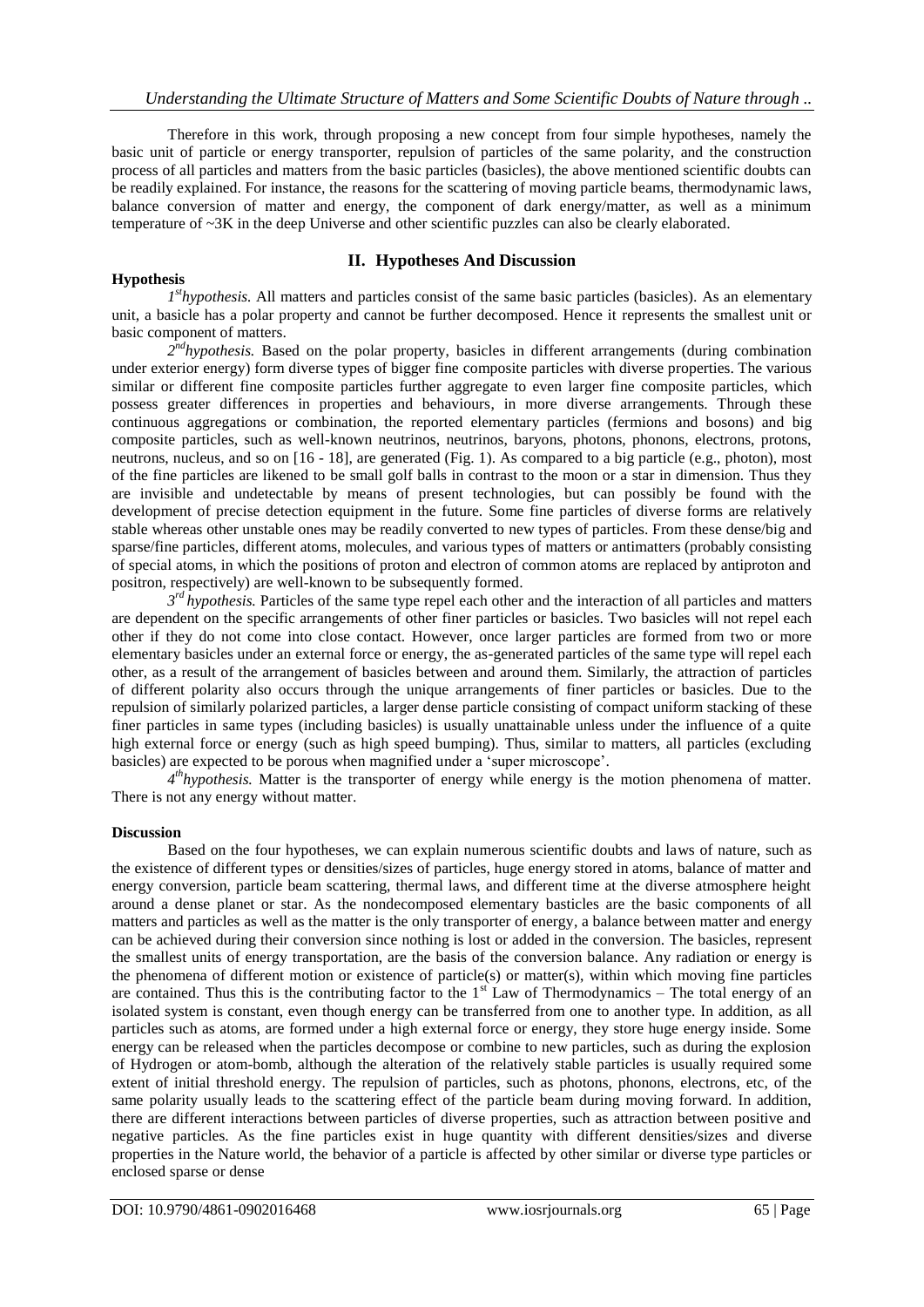Therefore in this work, through proposing a new concept from four simple hypotheses, namely the basic unit of particle or energy transporter, repulsion of particles of the same polarity, and the construction process of all particles and matters from the basic particles (basicles), the above mentioned scientific doubts can be readily explained. For instance, the reasons for the scattering of moving particle beams, thermodynamic laws, balance conversion of matter and energy, the component of dark energy/matter, as well as a minimum temperature of ~3K in the deep Universe and other scientific puzzles can also be clearly elaborated.

## II. Hypotheses And Discussion

### Hypothesis

*1st hypothesis.* All matters and particles consist of the same basic particles (basicles). As an elementary unit, a basicle has a polar property and cannot be further decomposed. Hence it represents the smallest unit or basic component of matters.

*2nd hypothesis.* Based on the polar property, basicles in different arrangements (during combination under exterior energy) form diverse types of bigger fine composite particles with diverse properties. The various similar or different fine composite particles further aggregate to even larger fine composite particles, which possess greater differences in properties and behaviours, in more diverse arrangements. Through these continuous aggregations or combination, the reported elementary particles (fermions and bosons) and big composite particles, such as well-known neutrinos, neutrinos, baryons, photons, phonons, electrons, protons, neutrons, nucleus, and so on [16 - 18], are generated (Fig. 1). As compared to a big particle (e.g., photon), most of the fine particles are likened to be small golf balls in contrast to the moon or a star in dimension. Thus they are invisible and undetectable by means of present technologies, but can possibly be found with the development of precise detection equipment in the future. Some fine particles of diverse forms are relatively stable whereas other unstable ones may be readily converted to new types of particles. From these dense/big and sparse/fine particles, different atoms, molecules, and various types of matters or antimatters (probably consisting of special atoms, in which the positions of proton and electron of common atoms are replaced by antiproton and positron, respectively) are well-known to be subsequently formed.

*3rd hypothesis.* Particles of the same type repel each other and the interaction of all particles and matters are dependent on the specific arrangements of other finer particles or basicles. Two basicles will not repel each other if they do not come into close contact. However, once larger particles are formed from two or more elementary basicles under an external force or energy, the as-generated particles of the same type will repel each other, as a result of the arrangement of basicles between and around them. Similarly, the attraction of particles of different polarity also occurs through the unique arrangements of finer particles or basicles. Due to the repulsion of similarly polarized particles, a larger dense particle consisting of compact uniform stacking of these finer particles in same types (including basicles) is usually unattainable unless under the influence of a quite high external force or energy (such as high speed bumping). Thus, similar to matters, all particles (excluding basicles) are expected to be porous when magnified under a 'super microscope'.

*4th hypothesis.* Matter is the transporter of energy while energy is the motion phenomena of matter. There is not any energy without matter.

### Discussion

Based on the four hypotheses, we can explain numerous scientific doubts and laws of nature, such as the existence of different types or densities/sizes of particles, huge energy stored in atoms, balance of matter and energy conversion, particle beam scattering, thermal laws, and different time at the diverse atmosphere height around a dense planet or star. As the nondecomposed elementary basticles are the basic components of all matters and particles as well as the matter is the only transporter of energy, a balance between matter and energy can be achieved during their conversion since nothing is lost or added in the conversion. The basicles, represent the smallest units of energy transportation, are the basis of the conversion balance. Any radiation or energy is the phenomena of different motion or existence of particle(s) or matter(s), within which moving fine particles are contained. Thus this is the contributing factor to the 1st Law of Thermodynamics – The total energy of an isolated system is constant, even though energy can be transferred from one to another type. In addition, as all particles such as atoms, are formed under a high external force or energy, they store huge energy inside. Some energy can be released when the particles decompose or combine to new particles, such as during the explosion of Hydrogen or atom-bomb, although the alteration of the relatively stable particles is usually required some extent of initial threshold energy. The repulsion of particles, such as photons, phonons, electrons, etc, of the same polarity usually leads to the scattering effect of the particle beam during moving forward. In addition, there are different interactions between particles of diverse properties, such as attraction between positive and negative particles. As the fine particles exist in huge quantity with different densities/sizes and diverse properties in the Nature world, the behavior of a particle is affected by other similar or diverse type particles or enclosed sparse or dense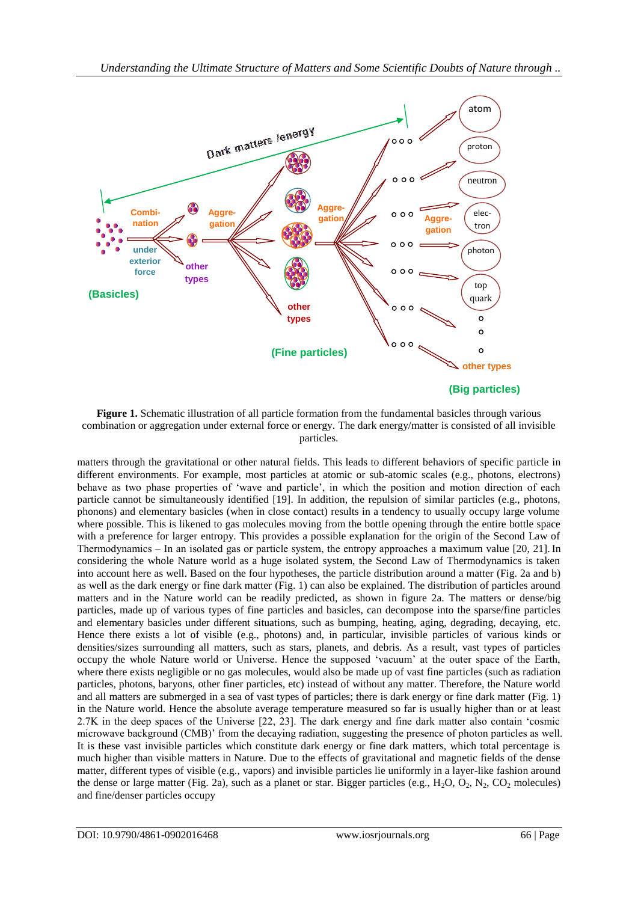**Figure 1.** Schematic illustration of all particle formation from the fundamental basicles through various combination or aggregation under external force or energy. The dark energy/matter is consisted of all invisible particles.

matters through the gravitational or other natural fields. This leads to different behaviors of specific particle in different environments. For example, most particles at atomic or sub-atomic scales (e.g., photons, electrons) behave as two phase properties of 'wave and particle', in which the position and motion direction of each particle cannot be simultaneously identified [19]. In addition, the repulsion of similar particles (e.g., photons, phonons) and elementary basicles (when in close contact) results in a tendency to usually occupy large volume where possible. This is likened to gas molecules moving from the bottle opening through the entire bottle space with a preference for larger entropy. This provides a possible explanation for the origin of the Second Law of Thermodynamics – In an isolated gas or particle system, the entropy approaches a maximum value [20, 21]. In considering the whole Nature world as a huge isolated system, the Second Law of Thermodynamics is taken into account here as well. Based on the four hypotheses, the particle distribution around a matter (Fig. 2a and b) as well as the dark energy or fine dark matter (Fig. 1) can also be explained. The distribution of particles around matters and in the Nature world can be readily predicted, as shown in figure 2a. The matters or dense/big particles, made up of various types of fine particles and basicles, can decompose into the sparse/fine particles and elementary basicles under different situations, such as bumping, heating, aging, degrading, decaying, etc. Hence there exists a lot of visible (e.g., photons) and, in particular, invisible particles of various kinds or densities/sizes surrounding all matters, such as stars, planets, and debris. As a result, vast types of particles occupy the whole Nature world or Universe. Hence the supposed 'vacuum' at the outer space of the Earth, where there exists negligible or no gas molecules, would also be made up of vast fine particles (such as radiation particles, photons, baryons, other finer particles, etc) instead of without any matter. Therefore, the Nature world and all matters are submerged in a sea of vast types of particles; there is dark energy or fine dark matter (Fig. 1) in the Nature world. Hence the absolute average temperature measured so far is usually higher than or at least 2.7K in the deep spaces of the Universe [22, 23]. The dark energy and fine dark matter also contain 'cosmic microwave background (CMB)' from the decaying radiation, suggesting the presence of photon particles as well. It is these vast invisible particles which constitute dark energy or fine dark matters, which total percentage is much higher than visible matters in Nature. Due to the effects of gravitational and magnetic fields of the dense matter, different types of visible (e.g., vapors) and invisible particles lie uniformly in a layer-like fashion around the dense or large matter (Fig. 2a), such as a planet or star. Bigger particles (e.g., $H_2O$, $O_2$, $N_2$, $CO_2$ molecules) and fine/denser particles occupy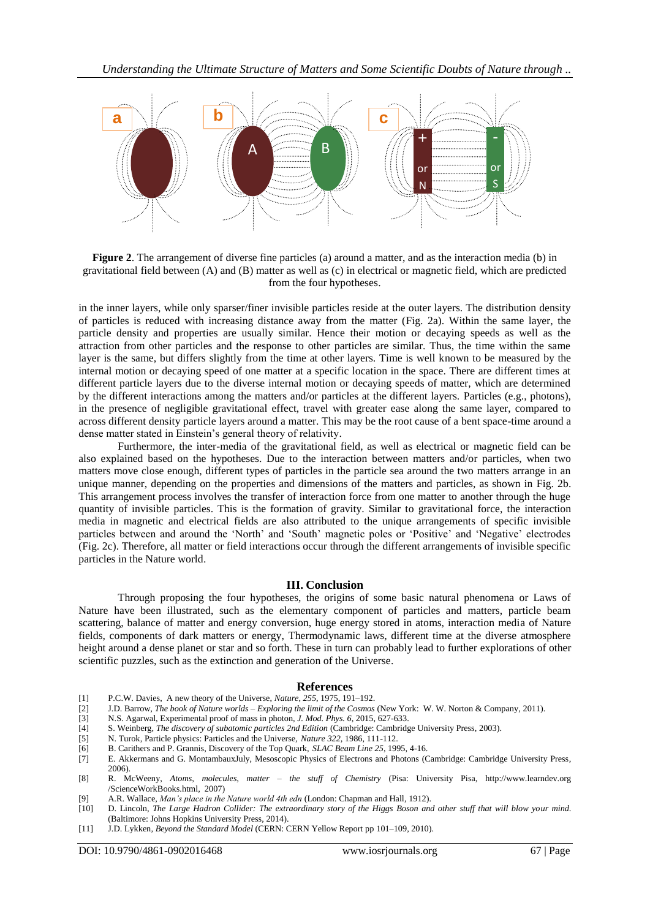**Figure 2**. The arrangement of diverse fine particles (a) around a matter, and as the interaction media (b) in gravitational field between (A) and (B) matter as well as (c) in electrical or magnetic field, which are predicted from the four hypotheses.

in the inner layers, while only sparser/finer invisible particles reside at the outer layers. The distribution density of particles is reduced with increasing distance away from the matter (Fig. 2a). Within the same layer, the particle density and properties are usually similar. Hence their motion or decaying speeds as well as the attraction from other particles and the response to other particles are similar. Thus, the time within the same layer is the same, but differs slightly from the time at other layers. Time is well known to be measured by the internal motion or decaying speed of one matter at a specific location in the space. There are different times at different particle layers due to the diverse internal motion or decaying speeds of matter, which are determined by the different interactions among the matters and/or particles at the different layers. Particles (e.g., photons), in the presence of negligible gravitational effect, travel with greater ease along the same layer, compared to across different density particle layers around a matter. This may be the root cause of a bent space-time around a dense matter stated in Einstein's general theory of relativity.

Furthermore, the inter-media of the gravitational field, as well as electrical or magnetic field can be also explained based on the hypotheses. Due to the interaction between matters and/or particles, when two matters move close enough, different types of particles in the particle sea around the two matters arrange in an unique manner, depending on the properties and dimensions of the matters and particles, as shown in Fig. 2b. This arrangement process involves the transfer of interaction force from one matter to another through the huge quantity of invisible particles. This is the formation of gravity. Similar to gravitational force, the interaction media in magnetic and electrical fields are also attributed to the unique arrangements of specific invisible particles between and around the 'North' and 'South' magnetic poles or 'Positive' and 'Negative' electrodes (Fig. 2c). Therefore, all matter or field interactions occur through the different arrangements of invisible specific particles in the Nature world.

## III. Conclusion

Through proposing the four hypotheses, the origins of some basic natural phenomena or Laws of Nature have been illustrated, such as the elementary component of particles and matters, particle beam scattering, balance of matter and energy conversion, huge energy stored in atoms, interaction media of Nature fields, components of dark matters or energy, Thermodynamic laws, different time at the diverse atmosphere height around a dense planet or star and so forth. These in turn can probably lead to further explorations of other scientific puzzles, such as the extinction and generation of the Universe.

## References

[1] P.C.W. Davies, A new theory of the Universe, *Nature, 255*, 1975, 191–192.

[2] J.D. Barrow, *The book of Nature worlds – Exploring the limit of the Cosmos* (New York: W. W. Norton & Company, 2011).

[3] N.S. Agarwal, Experimental proof of mass in photon, *J. Mod. Phys. 6*, 2015, 627-633.

[4] S. Weinberg, *The discovery of subatomic particles 2nd Edition* (Cambridge: Cambridge University Press, 2003).

[5] N. Turok, Particle physics: Particles and the Universe, *Nature 322*, 1986, 111-112.

[6] B. Carithers and P. Grannis, Discovery of the Top Quark, *SLAC Beam Line 25*, 1995, 4-16.

[7] E. Akkermans and G. MontambauxJuly, Mesoscopic Physics of Electrons and Photons (Cambridge: Cambridge University Press, 2006).

[8] R. McWeeny, *Atoms, molecules, matter – the stuff of Chemistry* (Pisa: University Pisa, http://www.learndev.org /ScienceWorkBooks.html, 2007)

[9] A.R. Wallace, *Man's place in the Nature world 4th edn* (London: Chapman and Hall, 1912).

[10] D. Lincoln, *The Large Hadron Collider: The extraordinary story of the Higgs Boson and other stuff that will blow your mind.* (Baltimore: Johns Hopkins University Press, 2014).

[11] J.D. Lykken, *Beyond the Standard Model* (CERN: CERN Yellow Report pp 101–109, 2010).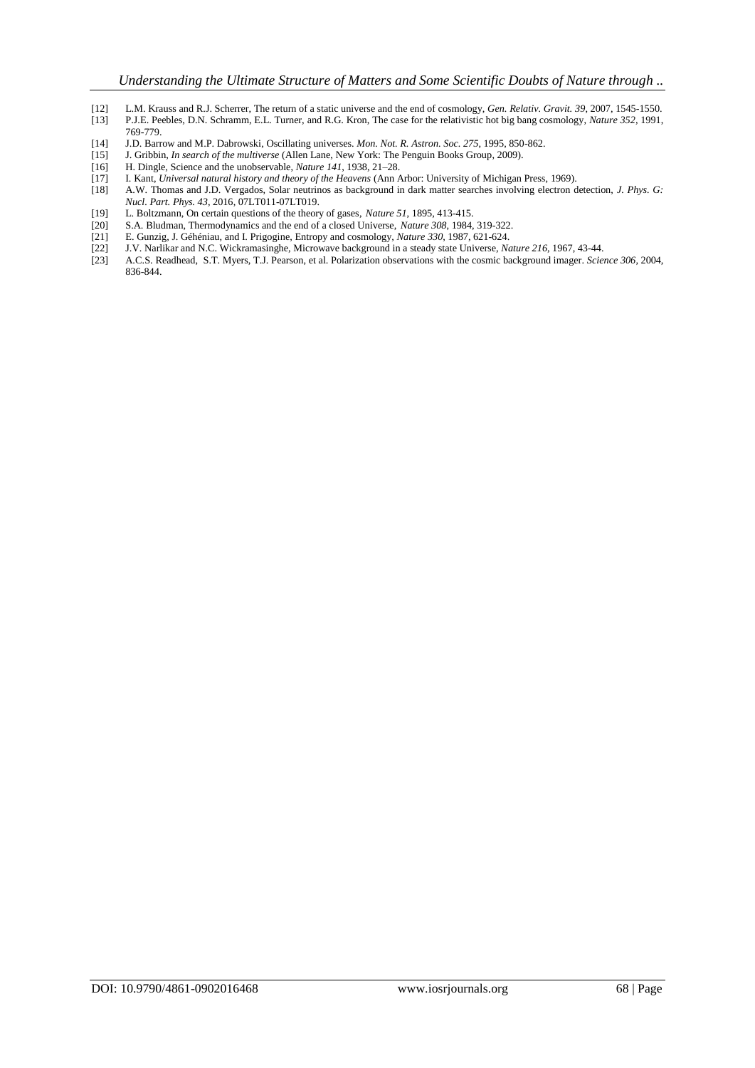[12] L.M. Krauss and R.J. Scherrer, The return of a static universe and the end of cosmology, *Gen. Relativ. Gravit. 39*, 2007, 1545-1550.

[13] P.J.E. Peebles, D.N. Schramm, E.L. Turner, and R.G. Kron, The case for the relativistic hot big bang cosmology, *Nature 352*, 1991, 769-779.

[14] J.D. Barrow and M.P. Dabrowski, Oscillating universes. *Mon. Not. R. Astron. Soc. 275*, 1995, 850-862.

[15] J. Gribbin, *In search of the multiverse* (Allen Lane, New York: The Penguin Books Group, 2009).

[16] H. Dingle, Science and the unobservable, *Nature 141*, 1938, 21–28.

[17] I. Kant, *Universal natural history and theory of the Heavens* (Ann Arbor: University of Michigan Press, 1969).

[18] A.W. Thomas and J.D. Vergados, Solar neutrinos as background in dark matter searches involving electron detection, *J. Phys. G: Nucl. Part. Phys. 43*, 2016, 07LT011-07LT019.

[19] L. Boltzmann, On certain questions of the theory of gases, *Nature 51*, 1895, 413-415.

[20] S.A. Bludman, Thermodynamics and the end of a closed Universe, *Nature 308*, 1984, 319-322.

[21] E. Gunzig, J. Géhéniau, and I. Prigogine, Entropy and cosmology, *Nature 330*, 1987, 621-624.

[22] J.V. Narlikar and N.C. Wickramasinghe, Microwave background in a steady state Universe, *Nature 216*, 1967, 43-44.

[23] A.C.S. Readhead, S.T. Myers, T.J. Pearson, et al. Polarization observations with the cosmic background imager. *Science 306*, 2004, 836-844.